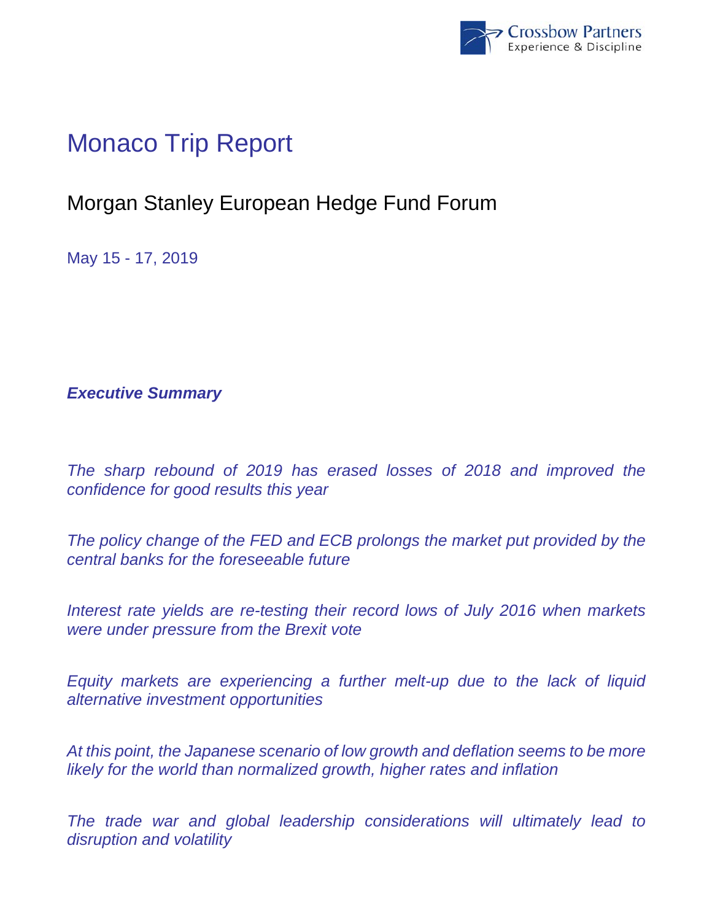Crossbow Partners
Experience & Discipline

# Monaco Trip Report

## Morgan Stanley European Hedge Fund Forum

May 15 - 17, 2019

***Executive Summary***

*The sharp rebound of 2019 has erased losses of 2018 and improved the confidence for good results this year*

*The policy change of the FED and ECB prolongs the market put provided by the central banks for the foreseeable future*

*Interest rate yields are re-testing their record lows of July 2016 when markets were under pressure from the Brexit vote*

*Equity markets are experiencing a further melt-up due to the lack of liquid alternative investment opportunities*

*At this point, the Japanese scenario of low growth and deflation seems to be more likely for the world than normalized growth, higher rates and inflation*

*The trade war and global leadership considerations will ultimately lead to disruption and volatility*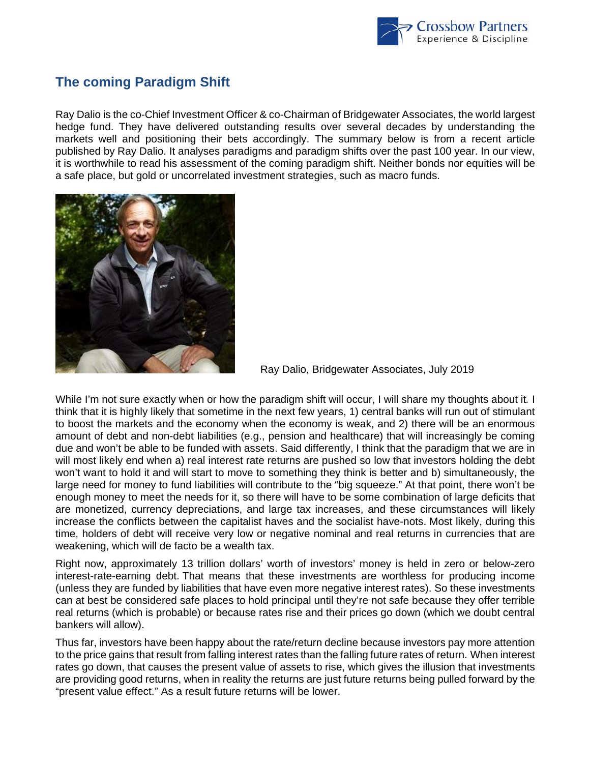## The coming Paradigm Shift

Ray Dalio is the co-Chief Investment Officer & co-Chairman of Bridgewater Associates, the world largest hedge fund. They have delivered outstanding results over several decades by understanding the markets well and positioning their bets accordingly. The summary below is from a recent article published by Ray Dalio. It analyses paradigms and paradigm shifts over the past 100 year. In our view, it is worthwhile to read his assessment of the coming paradigm shift. Neither bonds nor equities will be a safe place, but gold or uncorrelated investment strategies, such as macro funds.

Ray Dalio, Bridgewater Associates, July 2019

While I'm not sure exactly when or how the paradigm shift will occur, I will share my thoughts about it. I think that it is highly likely that sometime in the next few years, 1) central banks will run out of stimulant to boost the markets and the economy when the economy is weak, and 2) there will be an enormous amount of debt and non-debt liabilities (e.g., pension and healthcare) that will increasingly be coming due and won't be able to be funded with assets. Said differently, I think that the paradigm that we are in will most likely end when a) real interest rate returns are pushed so low that investors holding the debt won't want to hold it and will start to move to something they think is better and b) simultaneously, the large need for money to fund liabilities will contribute to the "big squeeze." At that point, there won't be enough money to meet the needs for it, so there will have to be some combination of large deficits that are monetized, currency depreciations, and large tax increases, and these circumstances will likely increase the conflicts between the capitalist haves and the socialist have-nots. Most likely, during this time, holders of debt will receive very low or negative nominal and real returns in currencies that are weakening, which will de facto be a wealth tax.

Right now, approximately 13 trillion dollars' worth of investors' money is held in zero or below-zero interest-rate-earning debt. That means that these investments are worthless for producing income (unless they are funded by liabilities that have even more negative interest rates). So these investments can at best be considered safe places to hold principal until they're not safe because they offer terrible real returns (which is probable) or because rates rise and their prices go down (which we doubt central bankers will allow).

Thus far, investors have been happy about the rate/return decline because investors pay more attention to the price gains that result from falling interest rates than the falling future rates of return. When interest rates go down, that causes the present value of assets to rise, which gives the illusion that investments are providing good returns, when in reality the returns are just future returns being pulled forward by the "present value effect." As a result future returns will be lower.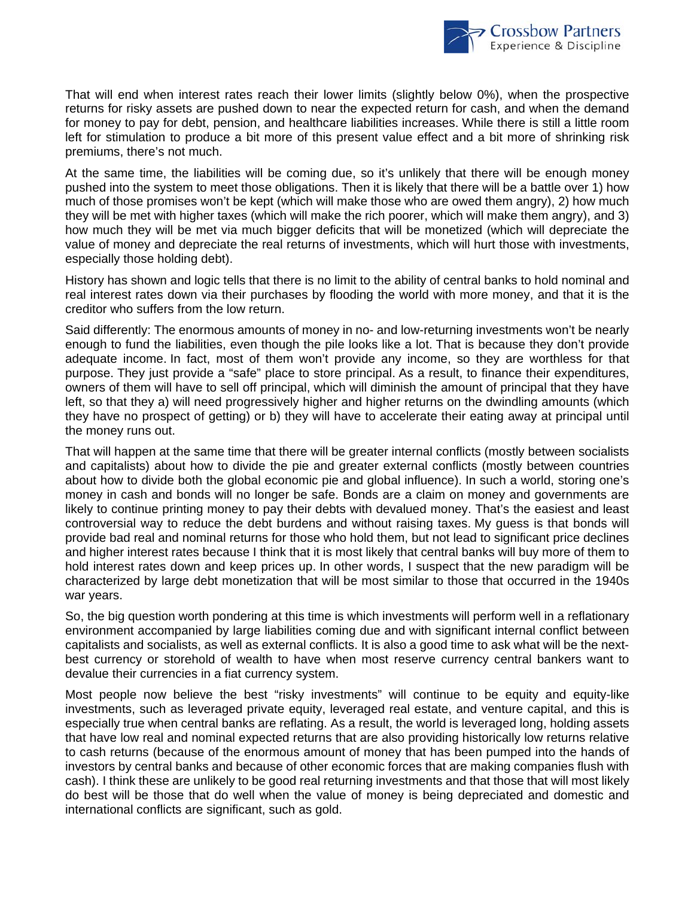That will end when interest rates reach their lower limits (slightly below 0%), when the prospective returns for risky assets are pushed down to near the expected return for cash, and when the demand for money to pay for debt, pension, and healthcare liabilities increases. While there is still a little room left for stimulation to produce a bit more of this present value effect and a bit more of shrinking risk premiums, there's not much.

At the same time, the liabilities will be coming due, so it's unlikely that there will be enough money pushed into the system to meet those obligations. Then it is likely that there will be a battle over 1) how much of those promises won't be kept (which will make those who are owed them angry), 2) how much they will be met with higher taxes (which will make the rich poorer, which will make them angry), and 3) how much they will be met via much bigger deficits that will be monetized (which will depreciate the value of money and depreciate the real returns of investments, which will hurt those with investments, especially those holding debt).

History has shown and logic tells that there is no limit to the ability of central banks to hold nominal and real interest rates down via their purchases by flooding the world with more money, and that it is the creditor who suffers from the low return.

Said differently: The enormous amounts of money in no- and low-returning investments won't be nearly enough to fund the liabilities, even though the pile looks like a lot. That is because they don't provide adequate income. In fact, most of them won't provide any income, so they are worthless for that purpose. They just provide a "safe" place to store principal. As a result, to finance their expenditures, owners of them will have to sell off principal, which will diminish the amount of principal that they have left, so that they a) will need progressively higher and higher returns on the dwindling amounts (which they have no prospect of getting) or b) they will have to accelerate their eating away at principal until the money runs out.

That will happen at the same time that there will be greater internal conflicts (mostly between socialists and capitalists) about how to divide the pie and greater external conflicts (mostly between countries about how to divide both the global economic pie and global influence). In such a world, storing one's money in cash and bonds will no longer be safe. Bonds are a claim on money and governments are likely to continue printing money to pay their debts with devalued money. That's the easiest and least controversial way to reduce the debt burdens and without raising taxes. My guess is that bonds will provide bad real and nominal returns for those who hold them, but not lead to significant price declines and higher interest rates because I think that it is most likely that central banks will buy more of them to hold interest rates down and keep prices up. In other words, I suspect that the new paradigm will be characterized by large debt monetization that will be most similar to those that occurred in the 1940s war years.

So, the big question worth pondering at this time is which investments will perform well in a reflationary environment accompanied by large liabilities coming due and with significant internal conflict between capitalists and socialists, as well as external conflicts. It is also a good time to ask what will be the next-best currency or storehold of wealth to have when most reserve currency central bankers want to devalue their currencies in a fiat currency system.

Most people now believe the best "risky investments" will continue to be equity and equity-like investments, such as leveraged private equity, leveraged real estate, and venture capital, and this is especially true when central banks are reflating. As a result, the world is leveraged long, holding assets that have low real and nominal expected returns that are also providing historically low returns relative to cash returns (because of the enormous amount of money that has been pumped into the hands of investors by central banks and because of other economic forces that are making companies flush with cash). I think these are unlikely to be good real returning investments and that those that will most likely do best will be those that do well when the value of money is being depreciated and domestic and international conflicts are significant, such as gold.